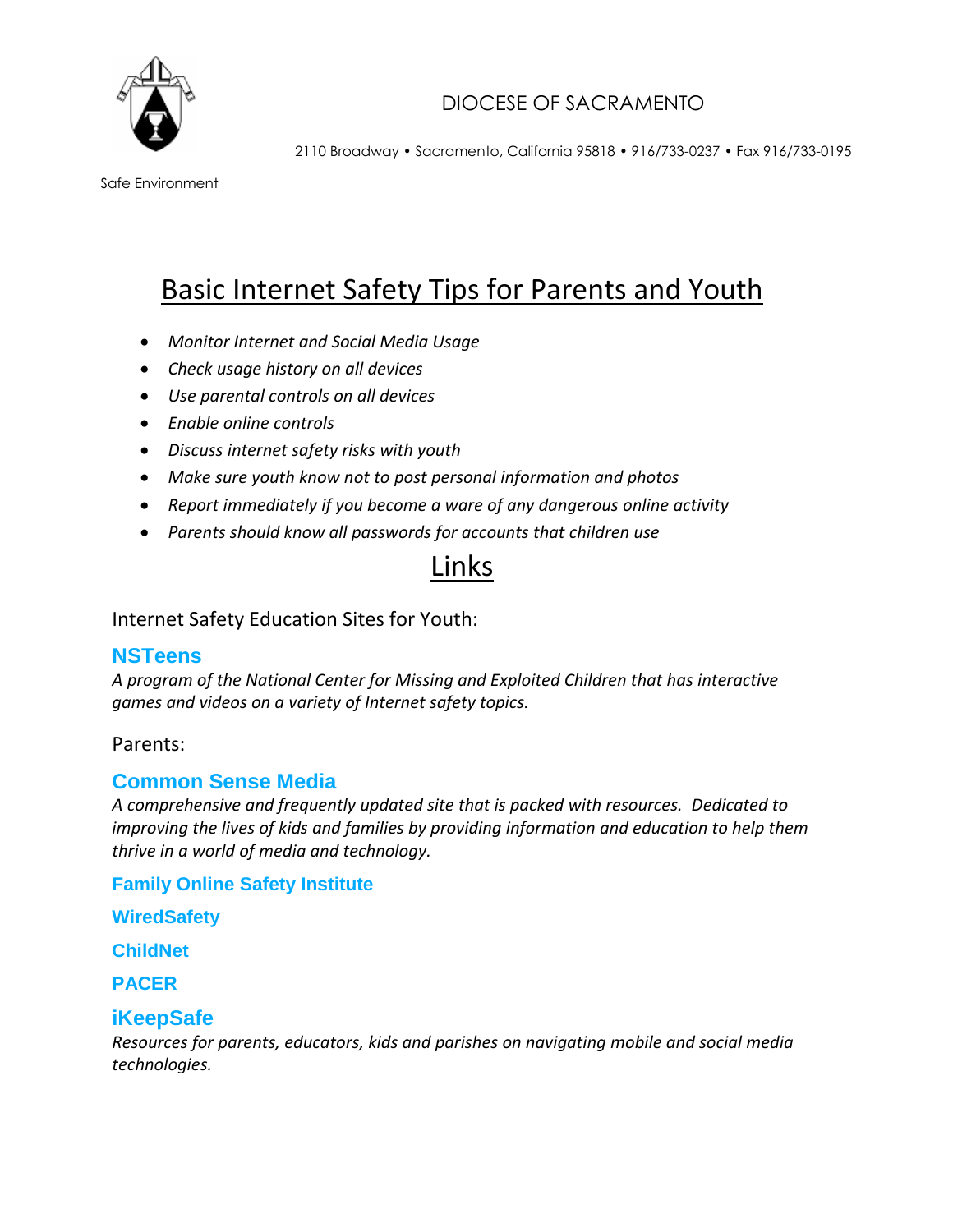DIOCESE OF SACRAMENTO

2110 Broadway • Sacramento, California 95818 • 916/733-0237 • Fax 916/733-0195

Safe Environment

# Basic Internet Safety Tips for Parents and Youth

- *Monitor Internet and Social Media Usage*
- *Check usage history on all devices*
- *Use parental controls on all devices*
- *Enable online controls*
- *Discuss internet safety risks with youth*
- *Make sure youth know not to post personal information and photos*
- *Report immediately if you become a ware of any dangerous online activity*
- *Parents should know all passwords for accounts that children use*

# Links

Internet Safety Education Sites for Youth:

### NSTeens

*A program of the National Center for Missing and Exploited Children that has interactive games and videos on a variety of Internet safety topics.*

Parents:

### Common Sense Media

*A comprehensive and frequently updated site that is packed with resources. Dedicated to improving the lives of kids and families by providing information and education to help them thrive in a world of media and technology.*

**Family Online Safety Institute**

**WiredSafety**

**ChildNet**

**PACER**

### iKeepSafe

*Resources for parents, educators, kids and parishes on navigating mobile and social media technologies.*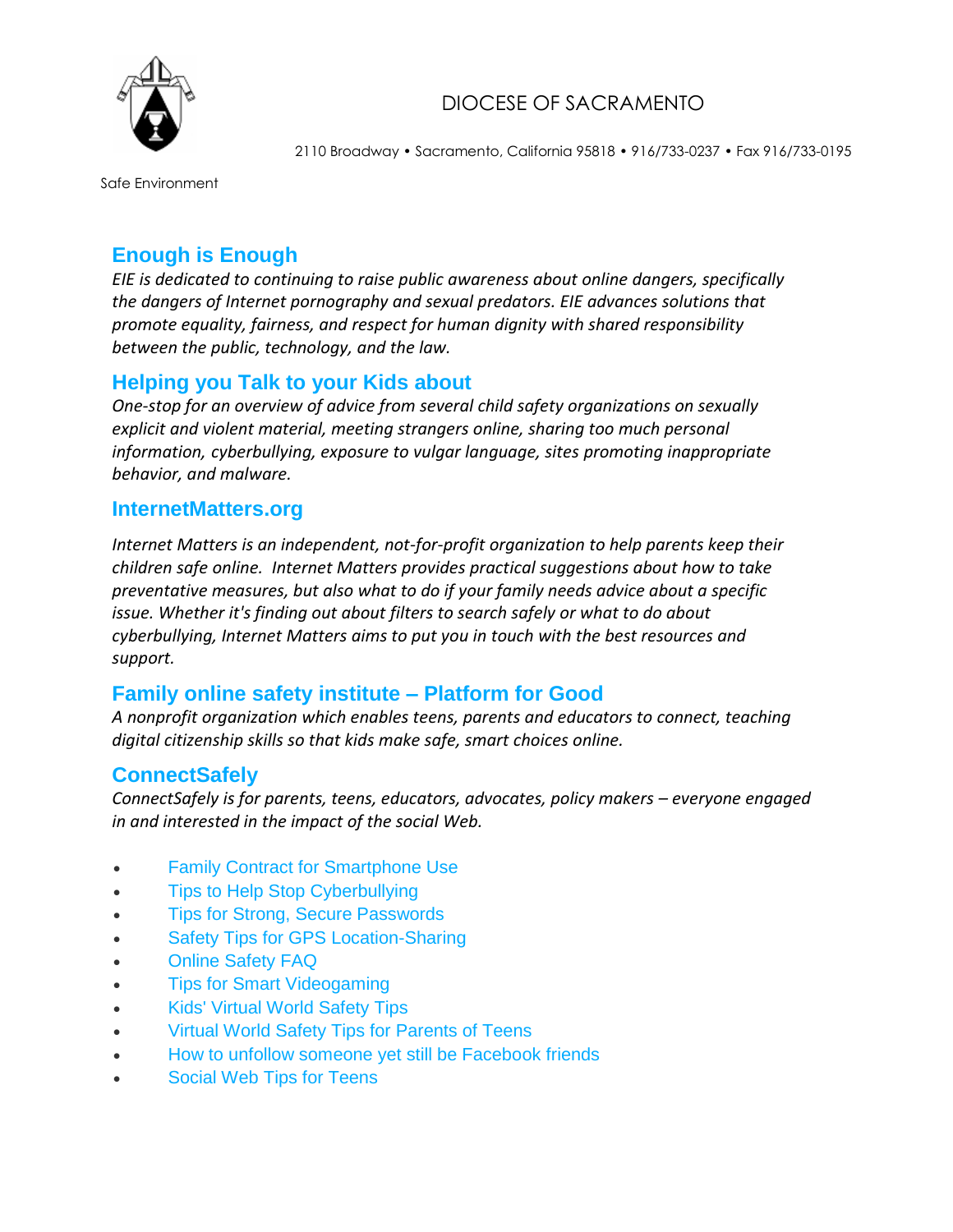DIOCESE OF SACRAMENTO

2110 Broadway • Sacramento, California 95818 • 916/733-0237 • Fax 916/733-0195

Safe Environment

## Enough is Enough

*EIE is dedicated to continuing to raise public awareness about online dangers, specifically the dangers of Internet pornography and sexual predators. EIE advances solutions that promote equality, fairness, and respect for human dignity with shared responsibility between the public, technology, and the law.*

## Helping you Talk to your Kids about

*One-stop for an overview of advice from several child safety organizations on sexually explicit and violent material, meeting strangers online, sharing too much personal information, cyberbullying, exposure to vulgar language, sites promoting inappropriate behavior, and malware.*

## InternetMatters.org

*Internet Matters is an independent, not-for-profit organization to help parents keep their children safe online. Internet Matters provides practical suggestions about how to take preventative measures, but also what to do if your family needs advice about a specific issue. Whether it's finding out about filters to search safely or what to do about cyberbullying, Internet Matters aims to put you in touch with the best resources and support.*

## Family online safety institute – Platform for Good

*A nonprofit organization which enables teens, parents and educators to connect, teaching digital citizenship skills so that kids make safe, smart choices online.*

## ConnectSafely

*ConnectSafely is for parents, teens, educators, advocates, policy makers – everyone engaged in and interested in the impact of the social Web.*

- Family Contract for Smartphone Use
- Tips to Help Stop Cyberbullying
- Tips for Strong, Secure Passwords
- Safety Tips for GPS Location-Sharing
- Online Safety FAQ
- Tips for Smart Videogaming
- Kids' Virtual World Safety Tips
- Virtual World Safety Tips for Parents of Teens
- How to unfollow someone yet still be Facebook friends
- Social Web Tips for Teens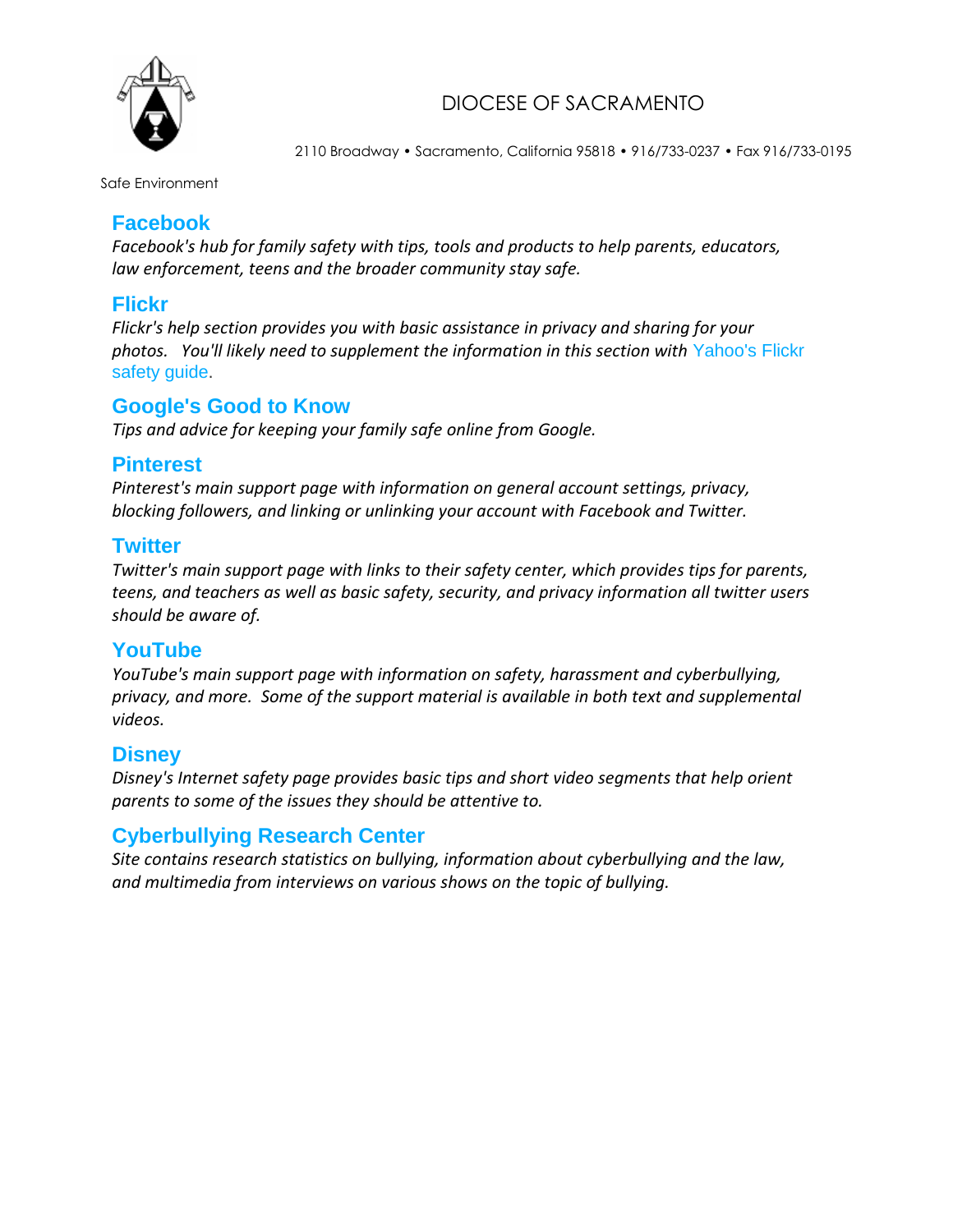DIOCESE OF SACRAMENTO

2110 Broadway • Sacramento, California 95818 • 916/733-0237 • Fax 916/733-0195

Safe Environment

## Facebook

*Facebook's hub for family safety with tips, tools and products to help parents, educators, law enforcement, teens and the broader community stay safe.*

## Flickr

*Flickr's help section provides you with basic assistance in privacy and sharing for your photos. You'll likely need to supplement the information in this section with* Yahoo's Flickr safety guide.

## Google's Good to Know

*Tips and advice for keeping your family safe online from Google.*

## Pinterest

*Pinterest's main support page with information on general account settings, privacy, blocking followers, and linking or unlinking your account with Facebook and Twitter.*

## Twitter

*Twitter's main support page with links to their safety center, which provides tips for parents, teens, and teachers as well as basic safety, security, and privacy information all twitter users should be aware of.*

## YouTube

*YouTube's main support page with information on safety, harassment and cyberbullying, privacy, and more. Some of the support material is available in both text and supplemental videos.*

## Disney

*Disney's Internet safety page provides basic tips and short video segments that help orient parents to some of the issues they should be attentive to.*

## Cyberbullying Research Center

*Site contains research statistics on bullying, information about cyberbullying and the law, and multimedia from interviews on various shows on the topic of bullying.*